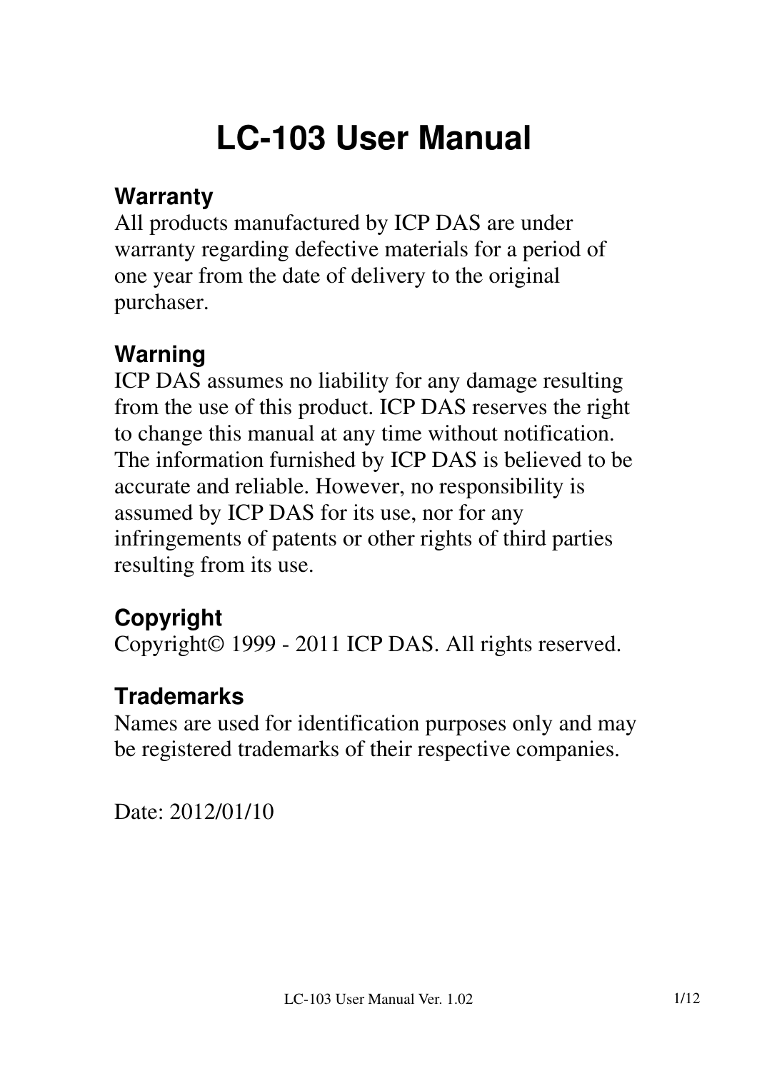# LC-103 User Manual

## Warranty

All products manufactured by ICP DAS are under warranty regarding defective materials for a period of one year from the date of delivery to the original purchaser.

## Warning

ICP DAS assumes no liability for any damage resulting from the use of this product. ICP DAS reserves the right to change this manual at any time without notification. The information furnished by ICP DAS is believed to be accurate and reliable. However, no responsibility is assumed by ICP DAS for its use, nor for any infringements of patents or other rights of third parties resulting from its use.

## Copyright

Copyright© 1999 - 2011 ICP DAS. All rights reserved.

## Trademarks

Names are used for identification purposes only and may be registered trademarks of their respective companies.

Date: 2012/01/10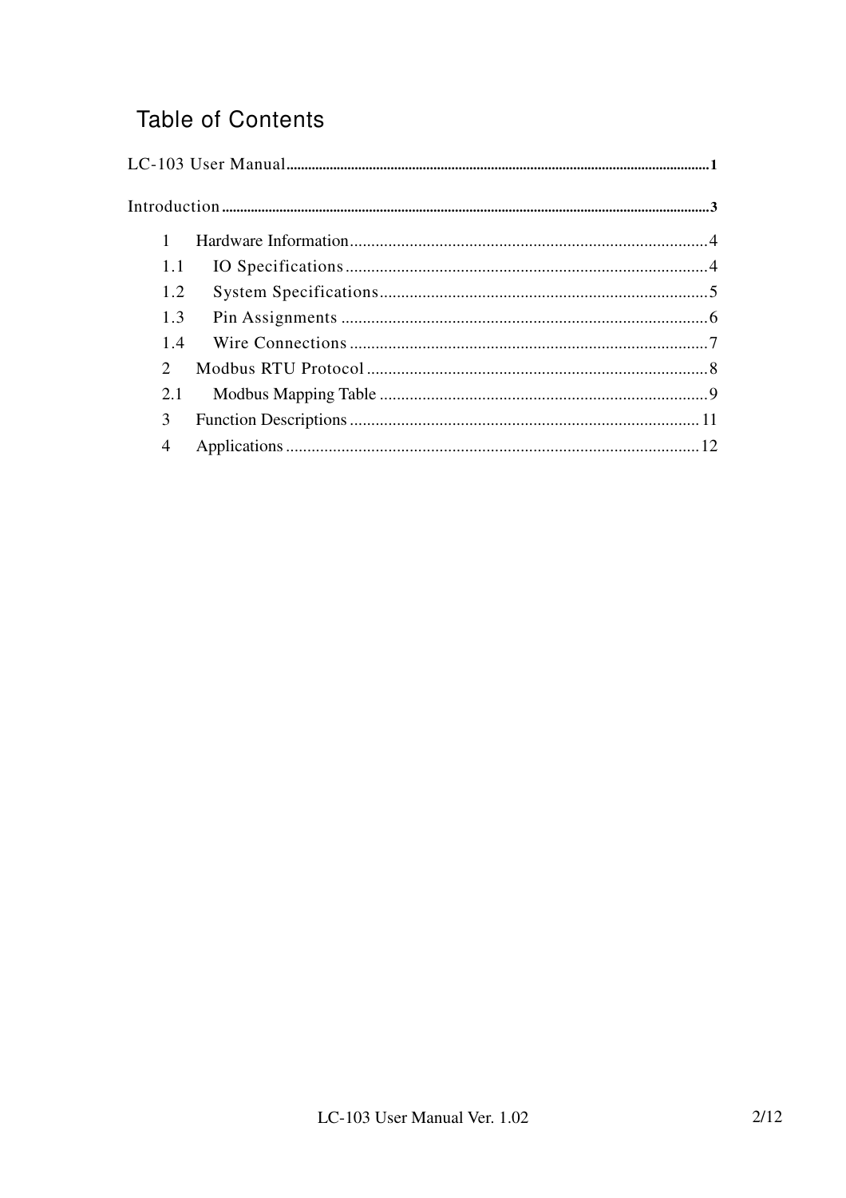# Table of Contents

LC-103 User Manual.....1

Introduction.....3

- 1 Hardware Information.....4
- 1.1 IO Specifications.....4
- 1.2 System Specifications.....5
- 1.3 Pin Assignments.....6
- 1.4 Wire Connections.....7
- 2 Modbus RTU Protocol.....8
- 2.1 Modbus Mapping Table.....9
- 3 Function Descriptions.....11
- 4 Applications.....12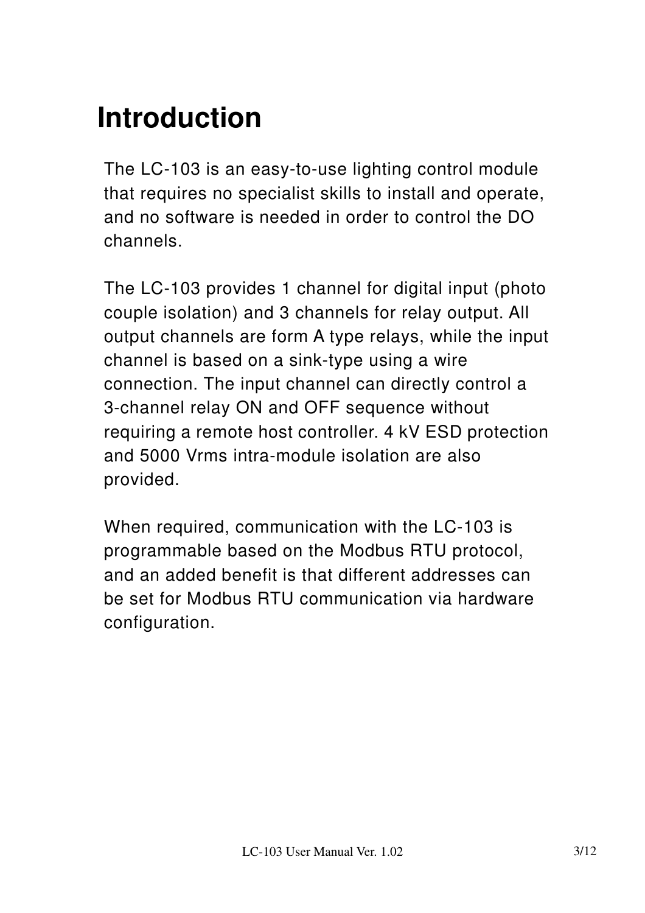# Introduction

The LC-103 is an easy-to-use lighting control module that requires no specialist skills to install and operate, and no software is needed in order to control the DO channels.

The LC-103 provides 1 channel for digital input (photo couple isolation) and 3 channels for relay output. All output channels are form A type relays, while the input channel is based on a sink-type using a wire connection. The input channel can directly control a 3-channel relay ON and OFF sequence without requiring a remote host controller. 4 kV ESD protection and 5000 Vrms intra-module isolation are also provided.

When required, communication with the LC-103 is programmable based on the Modbus RTU protocol, and an added benefit is that different addresses can be set for Modbus RTU communication via hardware configuration.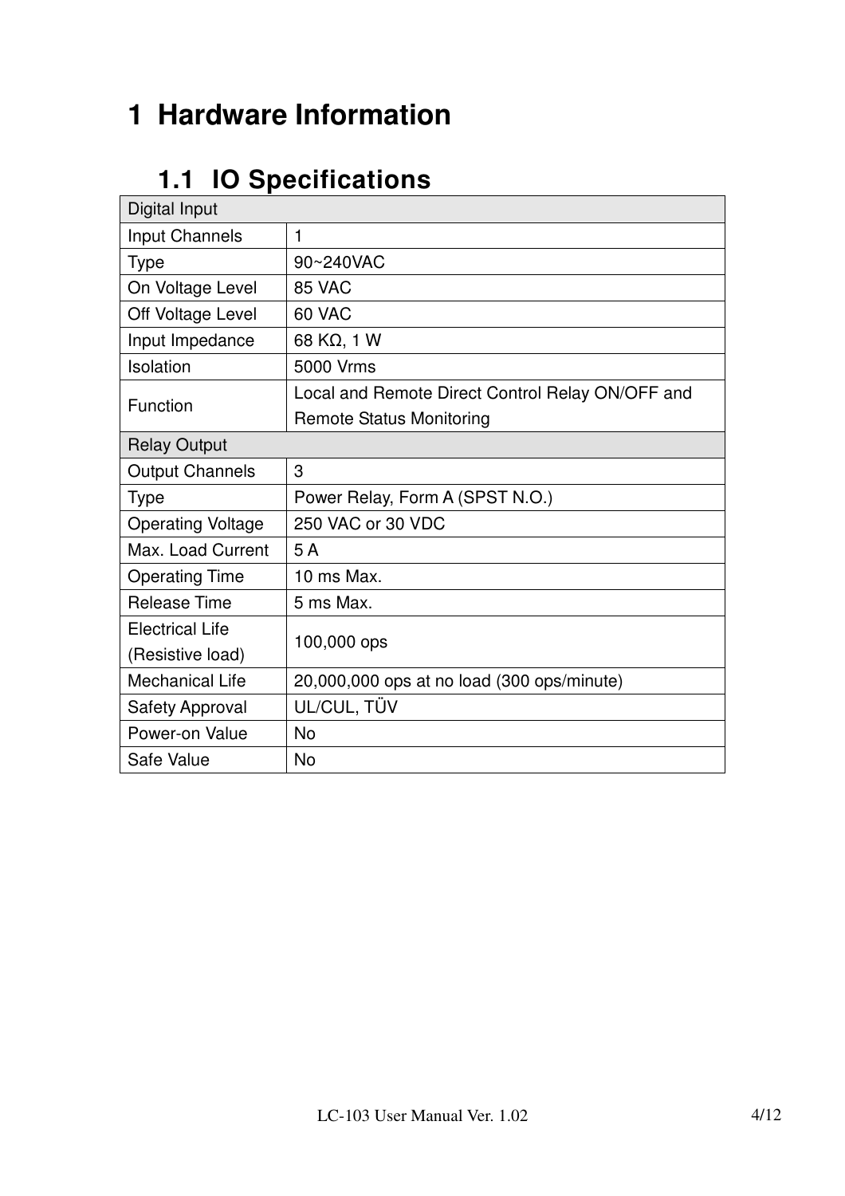# 1 Hardware Information

## 1.1 IO Specifications

| Digital Input | |
|---|---|
| Input Channels | 1 |
| Type | 90~240VAC |
| On Voltage Level | 85 VAC |
| Off Voltage Level | 60 VAC |
| Input Impedance | 68 KΩ, 1 W |
| Isolation | 5000 Vrms |
| Function | Local and Remote Direct Control Relay ON/OFF and Remote Status Monitoring |
| **Relay Output** | |
| Output Channels | 3 |
| Type | Power Relay, Form A (SPST N.O.) |
| Operating Voltage | 250 VAC or 30 VDC |
| Max. Load Current | 5 A |
| Operating Time | 10 ms Max. |
| Release Time | 5 ms Max. |
| Electrical Life (Resistive load) | 100,000 ops |
| Mechanical Life | 20,000,000 ops at no load (300 ops/minute) |
| Safety Approval | UL/CUL, TÜV |
| Power-on Value | No |
| Safe Value | No |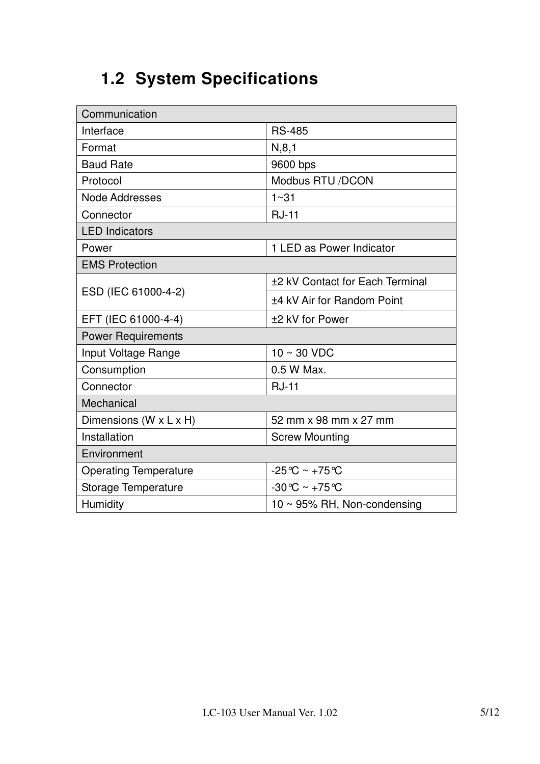## 1.2 System Specifications

| Communication | |
|---|---|
| Interface | RS-485 |
| Format | N,8,1 |
| Baud Rate | 9600 bps |
| Protocol | Modbus RTU /DCON |
| Node Addresses | 1~31 |
| Connector | RJ-11 |
| **LED Indicators** | |
| Power | 1 LED as Power Indicator |
| **EMS Protection** | |
| ESD (IEC 61000-4-2) | ±2 kV Contact for Each Terminal |
| | ±4 kV Air for Random Point |
| EFT (IEC 61000-4-4) | ±2 kV for Power |
| **Power Requirements** | |
| Input Voltage Range | 10 ~ 30 VDC |
| Consumption | 0.5 W Max. |
| Connector | RJ-11 |
| **Mechanical** | |
| Dimensions (W x L x H) | 52 mm x 98 mm x 27 mm |
| Installation | Screw Mounting |
| **Environment** | |
| Operating Temperature | -25℃ ~ +75℃ |
| Storage Temperature | -30℃ ~ +75℃ |
| Humidity | 10 ~ 95% RH, Non-condensing |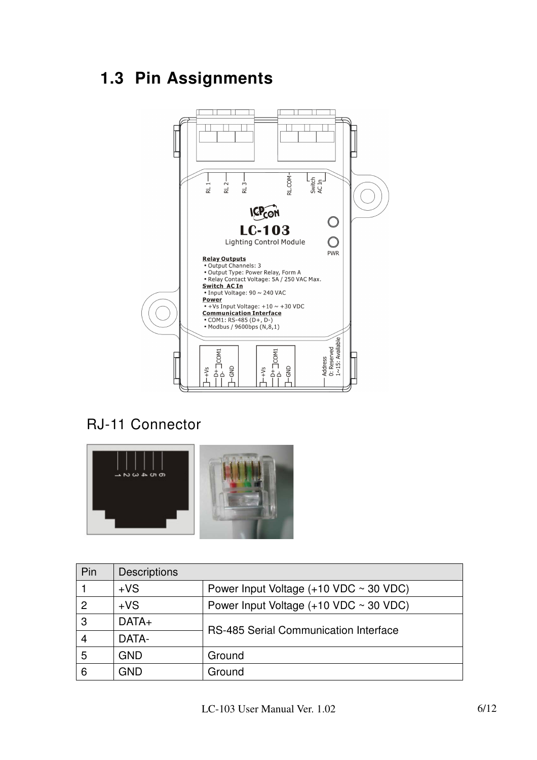## 1.3 Pin Assignments

RJ-11 Connector

| Pin | Descriptions | |
|---|---|---|
| 1 | +VS | Power Input Voltage (+10 VDC ~ 30 VDC) |
| 2 | +VS | Power Input Voltage (+10 VDC ~ 30 VDC) |
| 3 | DATA+ | RS-485 Serial Communication Interface |
| 4 | DATA- | |
| 5 | GND | Ground |
| 6 | GND | Ground |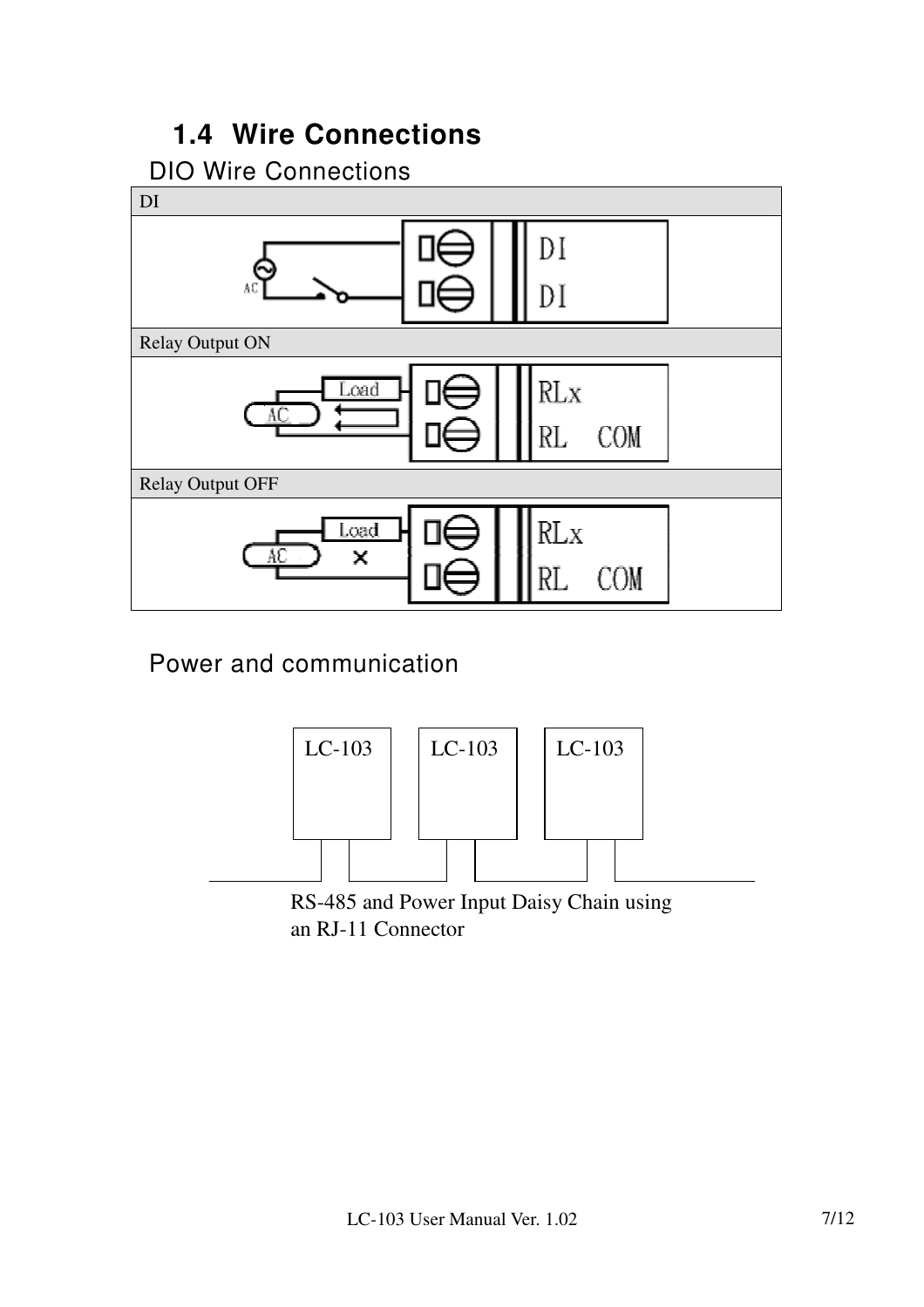## 1.4 Wire Connections

DIO Wire Connections

| DI |
| --- |
| DI<br>DI |
| Relay Output ON |
| RLx<br>RL COM |
| Relay Output OFF |
| RLx<br>RL COM |

Power and communication

LC-103 LC-103 LC-103

RS-485 and Power Input Daisy Chain using an RJ-11 Connector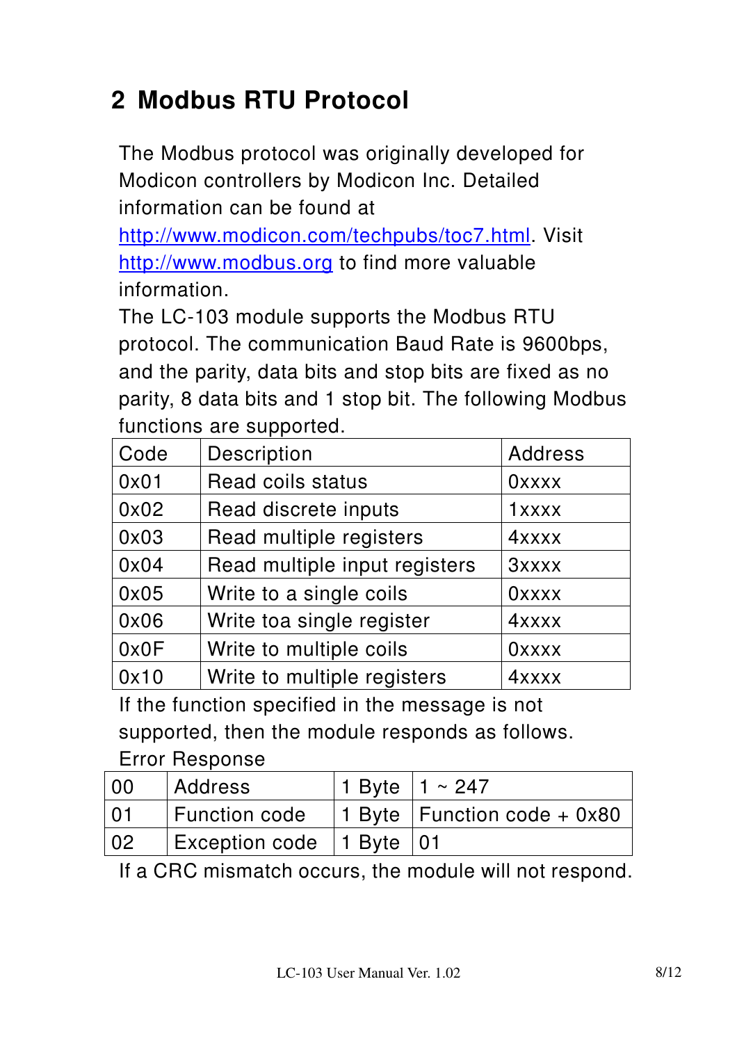# 2 Modbus RTU Protocol

The Modbus protocol was originally developed for Modicon controllers by Modicon Inc. Detailed information can be found at http://www.modicon.com/techpubs/toc7.html. Visit http://www.modbus.org to find more valuable information.

The LC-103 module supports the Modbus RTU protocol. The communication Baud Rate is 9600bps, and the parity, data bits and stop bits are fixed as no parity, 8 data bits and 1 stop bit. The following Modbus functions are supported.

| Code | Description | Address |
|---|---|---|
| 0x01 | Read coils status | 0xxxx |
| 0x02 | Read discrete inputs | 1xxxx |
| 0x03 | Read multiple registers | 4xxxx |
| 0x04 | Read multiple input registers | 3xxxx |
| 0x05 | Write to a single coils | 0xxxx |
| 0x06 | Write toa single register | 4xxxx |
| 0x0F | Write to multiple coils | 0xxxx |
| 0x10 | Write to multiple registers | 4xxxx |

If the function specified in the message is not supported, then the module responds as follows.

Error Response

| 00 | Address | 1 Byte | 1 ~ 247 |
|---|---|---|---|
| 01 | Function code | 1 Byte | Function code + 0x80 |
| 02 | Exception code | 1 Byte | 01 |

If a CRC mismatch occurs, the module will not respond.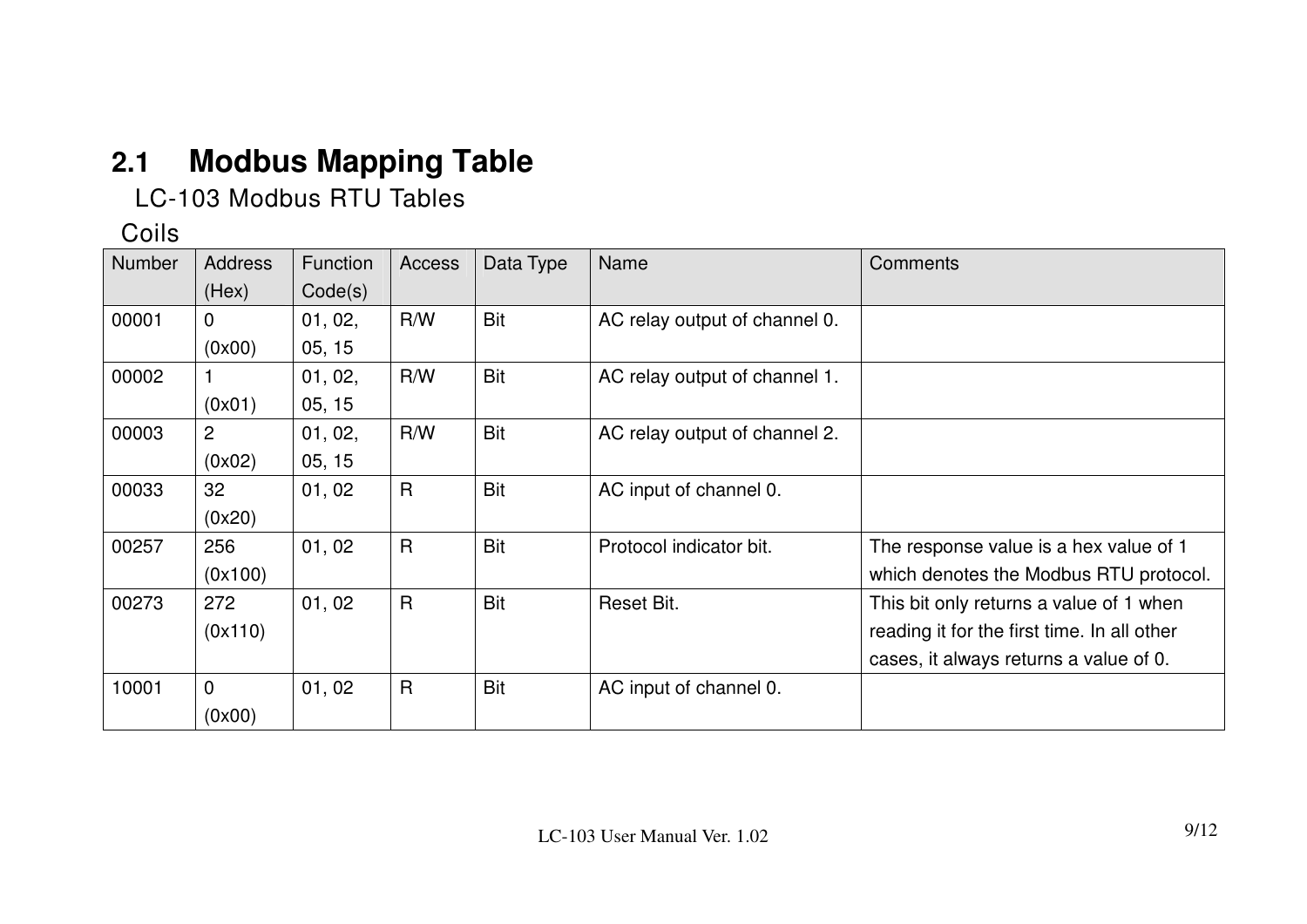## 2.1 Modbus Mapping Table

LC-103 Modbus RTU Tables

Coils

| Number | Address (Hex) | Function Code(s) | Access | Data Type | Name | Comments |
|---|---|---|---|---|---|---|
| 00001 | 0 (0x00) | 01, 02, 05, 15 | R/W | Bit | AC relay output of channel 0. | |
| 00002 | 1 (0x01) | 01, 02, 05, 15 | R/W | Bit | AC relay output of channel 1. | |
| 00003 | 2 (0x02) | 01, 02, 05, 15 | R/W | Bit | AC relay output of channel 2. | |
| 00033 | 32 (0x20) | 01, 02 | R | Bit | AC input of channel 0. | |
| 00257 | 256 (0x100) | 01, 02 | R | Bit | Protocol indicator bit. | The response value is a hex value of 1 which denotes the Modbus RTU protocol. |
| 00273 | 272 (0x110) | 01, 02 | R | Bit | Reset Bit. | This bit only returns a value of 1 when reading it for the first time. In all other cases, it always returns a value of 0. |
| 10001 | 0 (0x00) | 01, 02 | R | Bit | AC input of channel 0. | |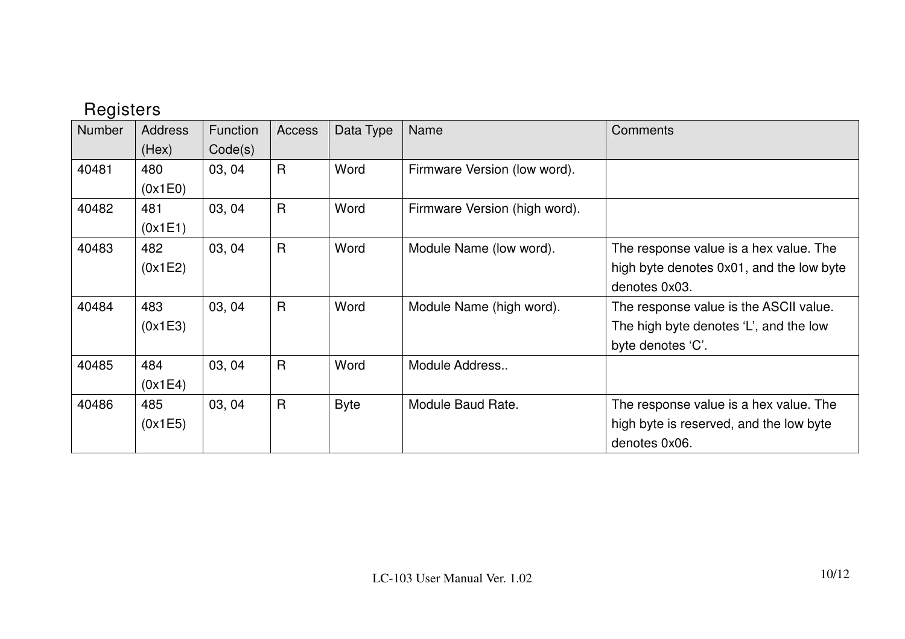## Registers

| Number | Address (Hex) | Function Code(s) | Access | Data Type | Name | Comments |
|---|---|---|---|---|---|---|
| 40481 | 480 (0x1E0) | 03, 04 | R | Word | Firmware Version (low word). | |
| 40482 | 481 (0x1E1) | 03, 04 | R | Word | Firmware Version (high word). | |
| 40483 | 482 (0x1E2) | 03, 04 | R | Word | Module Name (low word). | The response value is a hex value. The high byte denotes 0x01, and the low byte denotes 0x03. |
| 40484 | 483 (0x1E3) | 03, 04 | R | Word | Module Name (high word). | The response value is the ASCII value. The high byte denotes 'L', and the low byte denotes 'C'. |
| 40485 | 484 (0x1E4) | 03, 04 | R | Word | Module Address.. | |
| 40486 | 485 (0x1E5) | 03, 04 | R | Byte | Module Baud Rate. | The response value is a hex value. The high byte is reserved, and the low byte denotes 0x06. |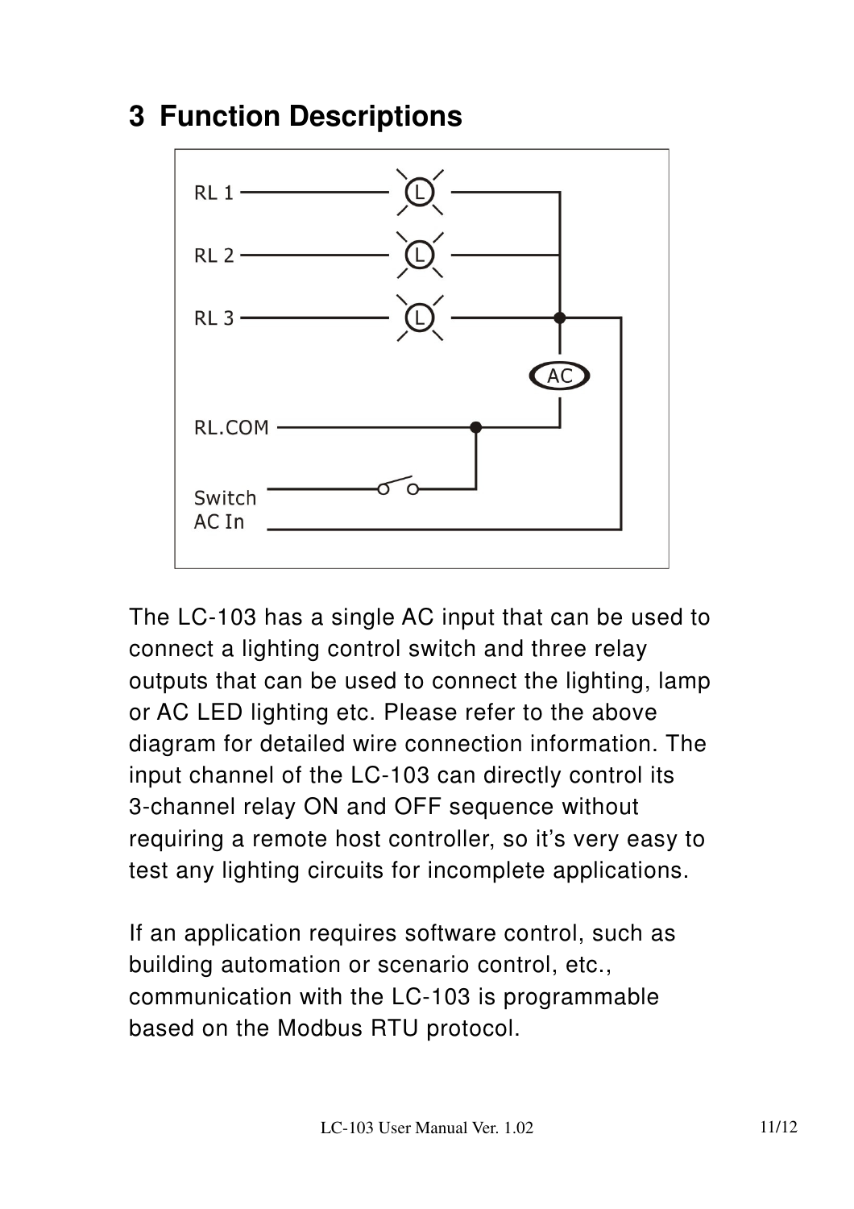# 3 Function Descriptions

The LC-103 has a single AC input that can be used to connect a lighting control switch and three relay outputs that can be used to connect the lighting, lamp or AC LED lighting etc. Please refer to the above diagram for detailed wire connection information. The input channel of the LC-103 can directly control its 3-channel relay ON and OFF sequence without requiring a remote host controller, so it's very easy to test any lighting circuits for incomplete applications.

If an application requires software control, such as building automation or scenario control, etc., communication with the LC-103 is programmable based on the Modbus RTU protocol.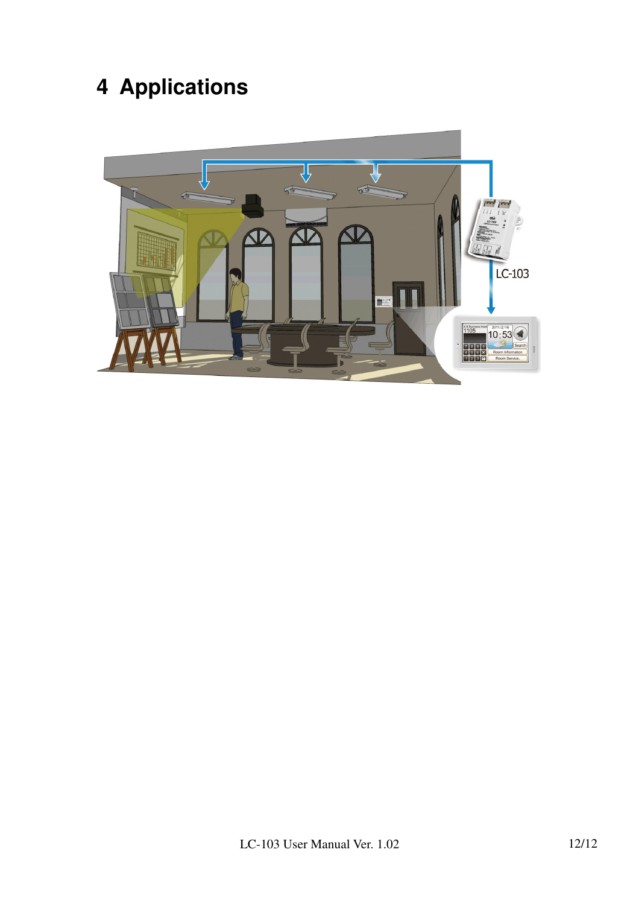# 4 Applications

LC-103